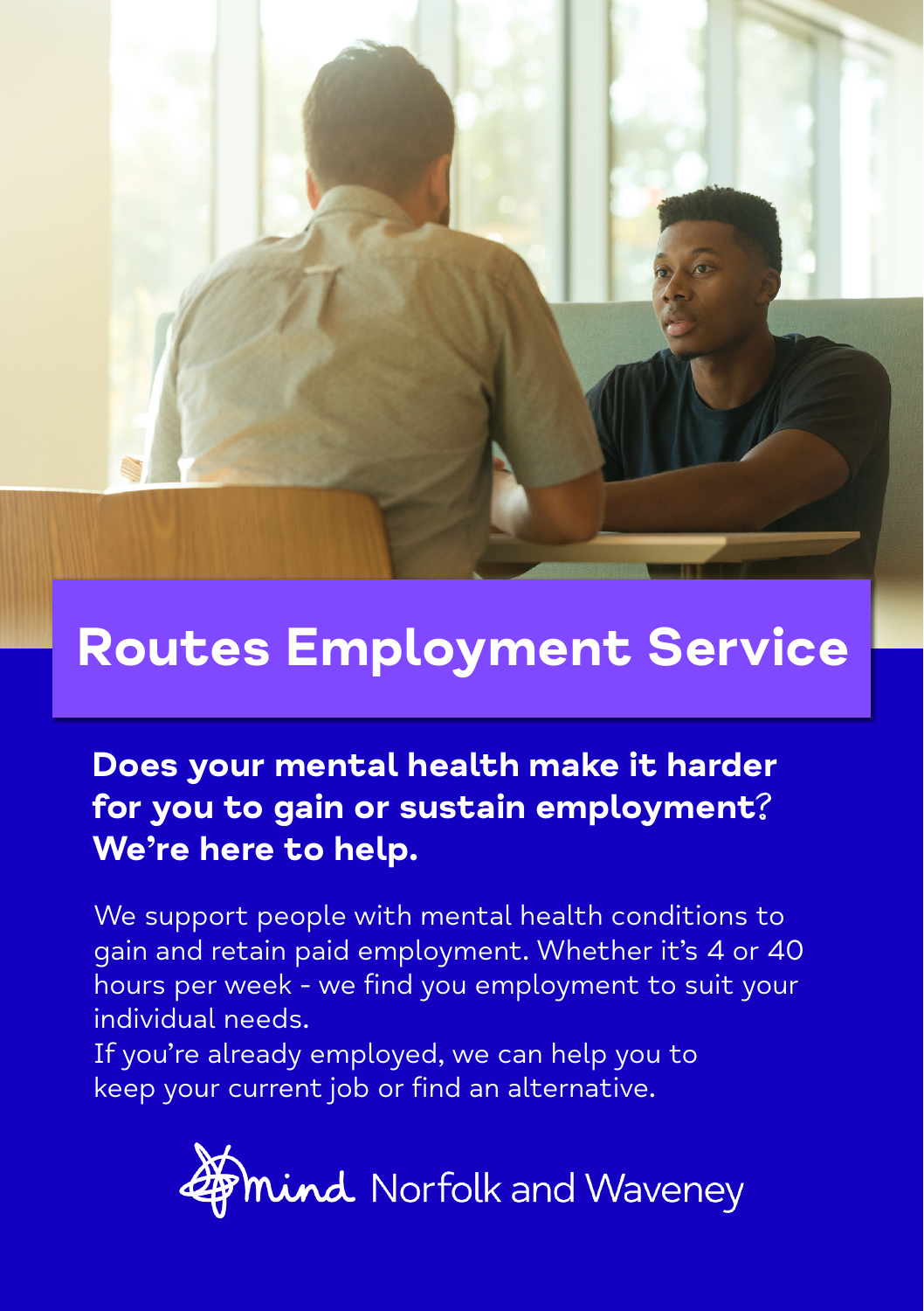# Routes Employment Service

**Does your mental health make it harder for you to gain or sustain employment? We're here to help.**

We support people with mental health conditions to gain and retain paid employment. Whether it's 4 or 40 hours per week - we find you employment to suit your individual needs.

If you're already employed, we can help you to keep your current job or find an alternative.

Mind Norfolk and Waveney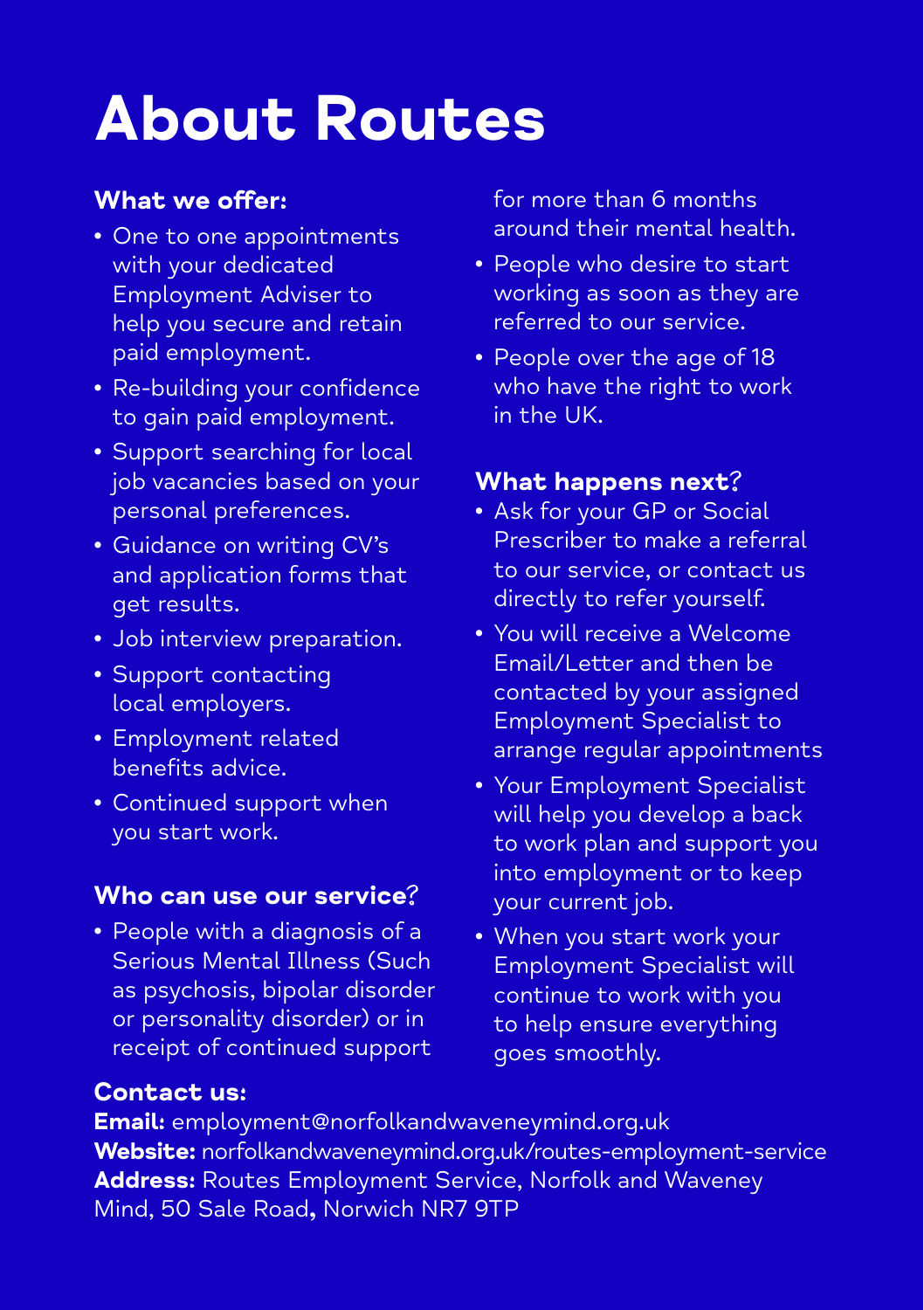# About Routes

**What we offer:**

- One to one appointments with your dedicated Employment Adviser to help you secure and retain paid employment.
- Re-building your confidence to gain paid employment.
- Support searching for local job vacancies based on your personal preferences.
- Guidance on writing CV's and application forms that get results.
- Job interview preparation.
- Support contacting local employers.
- Employment related benefits advice.
- Continued support when you start work.

**Who can use our service?**

- People with a diagnosis of a Serious Mental Illness (Such as psychosis, bipolar disorder or personality disorder) or in receipt of continued support for more than 6 months around their mental health.
- People who desire to start working as soon as they are referred to our service.
- People over the age of 18 who have the right to work in the UK.

**What happens next?**

- Ask for your GP or Social Prescriber to make a referral to our service, or contact us directly to refer yourself.
- You will receive a Welcome Email/Letter and then be contacted by your assigned Employment Specialist to arrange regular appointments
- Your Employment Specialist will help you develop a back to work plan and support you into employment or to keep your current job.
- When you start work your Employment Specialist will continue to work with you to help ensure everything goes smoothly.

**Contact us:**

**Email:** employment@norfolkandwaveneymind.org.uk
**Website:** norfolkandwaveneymind.org.uk/routes-employment-service
**Address:** Routes Employment Service, Norfolk and Waveney Mind, 50 Sale Road, Norwich NR7 9TP